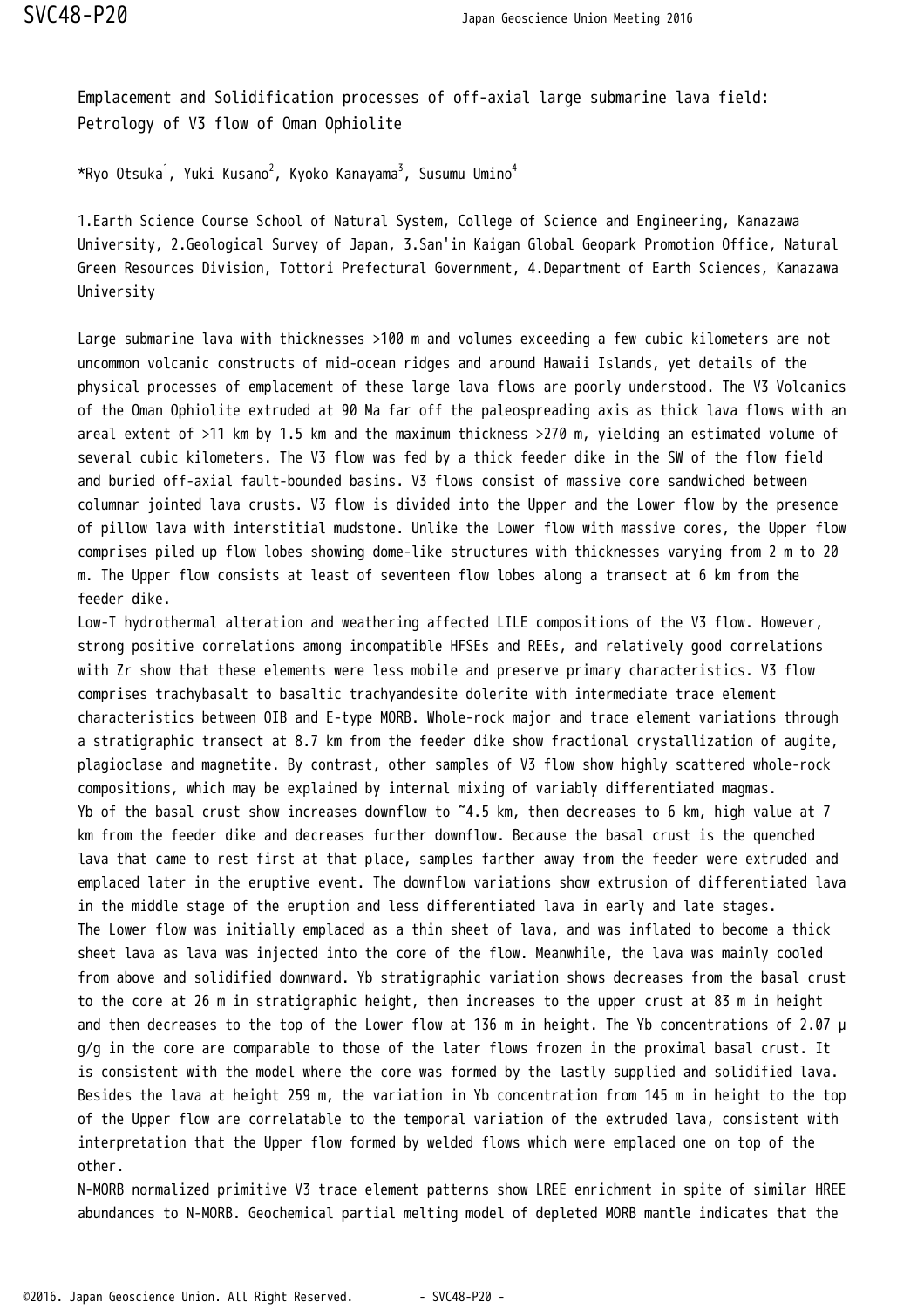# Emplacement and Solidification processes of off-axial large submarine lava field: Petrology of V3 flow of Oman Ophiolite

*Ryo Otsuka[1], Yuki Kusano[2], Kyoko Kanayama[3], Susumu Umino[4]

1.Earth Science Course School of Natural System, College of Science and Engineering, Kanazawa University, 2.Geological Survey of Japan, 3.San'in Kaigan Global Geopark Promotion Office, Natural Green Resources Division, Tottori Prefectural Government, 4.Department of Earth Sciences, Kanazawa University

Large submarine lava with thicknesses >100 m and volumes exceeding a few cubic kilometers are not uncommon volcanic constructs of mid-ocean ridges and around Hawaii Islands, yet details of the physical processes of emplacement of these large lava flows are poorly understood. The V3 Volcanics of the Oman Ophiolite extruded at 90 Ma far off the paleospreading axis as thick lava flows with an areal extent of >11 km by 1.5 km and the maximum thickness >270 m, yielding an estimated volume of several cubic kilometers. The V3 flow was fed by a thick feeder dike in the SW of the flow field and buried off-axial fault-bounded basins. V3 flows consist of massive core sandwiched between columnar jointed lava crusts. V3 flow is divided into the Upper and the Lower flow by the presence of pillow lava with interstitial mudstone. Unlike the Lower flow with massive cores, the Upper flow comprises piled up flow lobes showing dome-like structures with thicknesses varying from 2 m to 20 m. The Upper flow consists at least of seventeen flow lobes along a transect at 6 km from the feeder dike.

Low-T hydrothermal alteration and weathering affected LILE compositions of the V3 flow. However, strong positive correlations among incompatible HFSEs and REEs, and relatively good correlations with Zr show that these elements were less mobile and preserve primary characteristics. V3 flow comprises trachybasalt to basaltic trachyandesite dolerite with intermediate trace element characteristics between OIB and E-type MORB. Whole-rock major and trace element variations through a stratigraphic transect at 8.7 km from the feeder dike show fractional crystallization of augite, plagioclase and magnetite. By contrast, other samples of V3 flow show highly scattered whole-rock compositions, which may be explained by internal mixing of variably differentiated magmas.

Yb of the basal crust show increases downflow to ~4.5 km, then decreases to 6 km, high value at 7 km from the feeder dike and decreases further downflow. Because the basal crust is the quenched lava that came to rest first at that place, samples farther away from the feeder were extruded and emplaced later in the eruptive event. The downflow variations show extrusion of differentiated lava in the middle stage of the eruption and less differentiated lava in early and late stages.

The Lower flow was initially emplaced as a thin sheet of lava, and was inflated to become a thick sheet lava as lava was injected into the core of the flow. Meanwhile, the lava was mainly cooled from above and solidified downward. Yb stratigraphic variation shows decreases from the basal crust to the core at 26 m in stratigraphic height, then increases to the upper crust at 83 m in height and then decreases to the top of the Lower flow at 136 m in height. The Yb concentrations of 2.07 μg/g in the core are comparable to those of the later flows frozen in the proximal basal crust. It is consistent with the model where the core was formed by the lastly supplied and solidified lava. Besides the lava at height 259 m, the variation in Yb concentration from 145 m in height to the top of the Upper flow are correlatable to the temporal variation of the extruded lava, consistent with interpretation that the Upper flow formed by welded flows which were emplaced one on top of the other.

N-MORB normalized primitive V3 trace element patterns show LREE enrichment in spite of similar HREE abundances to N-MORB. Geochemical partial melting model of depleted MORB mantle indicates that the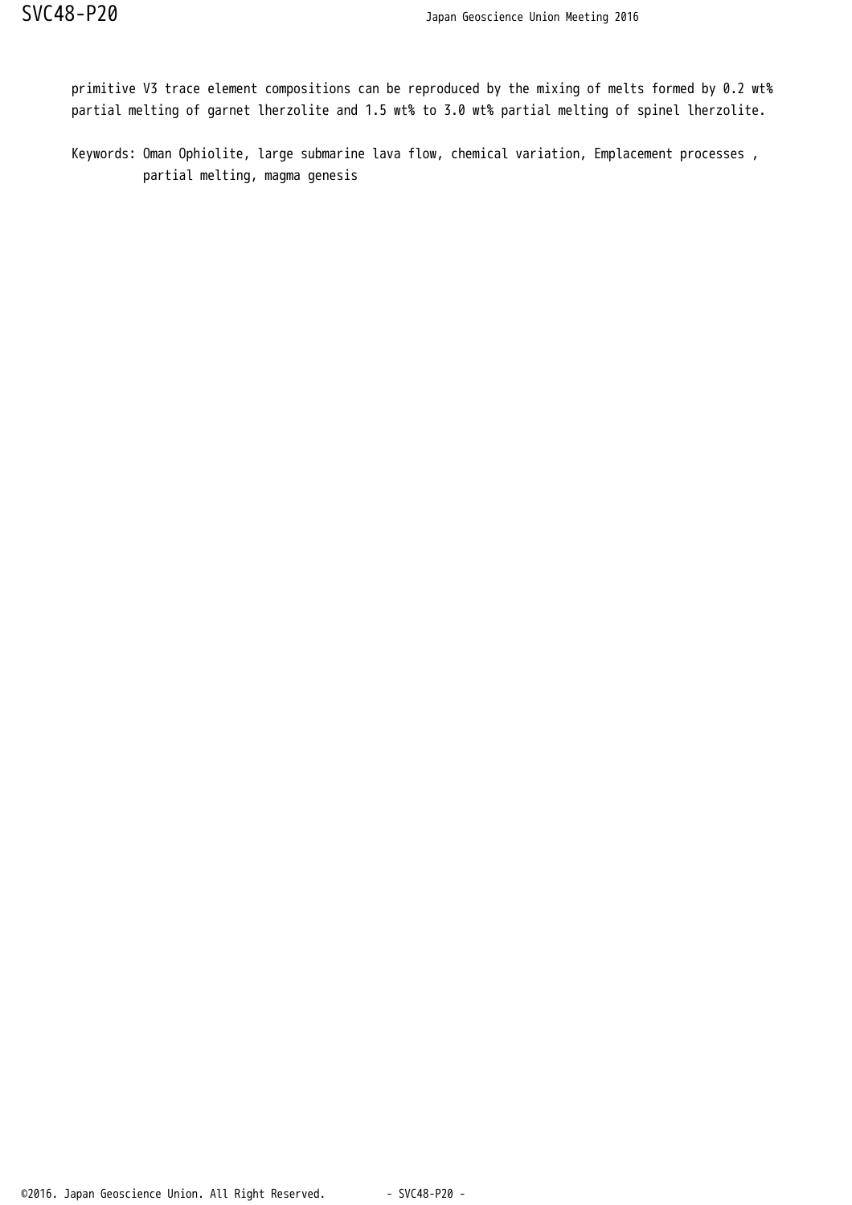primitive V3 trace element compositions can be reproduced by the mixing of melts formed by 0.2 wt% partial melting of garnet lherzolite and 1.5 wt% to 3.0 wt% partial melting of spinel lherzolite.

Keywords: Oman Ophiolite, large submarine lava flow, chemical variation, Emplacement processes , partial melting, magma genesis